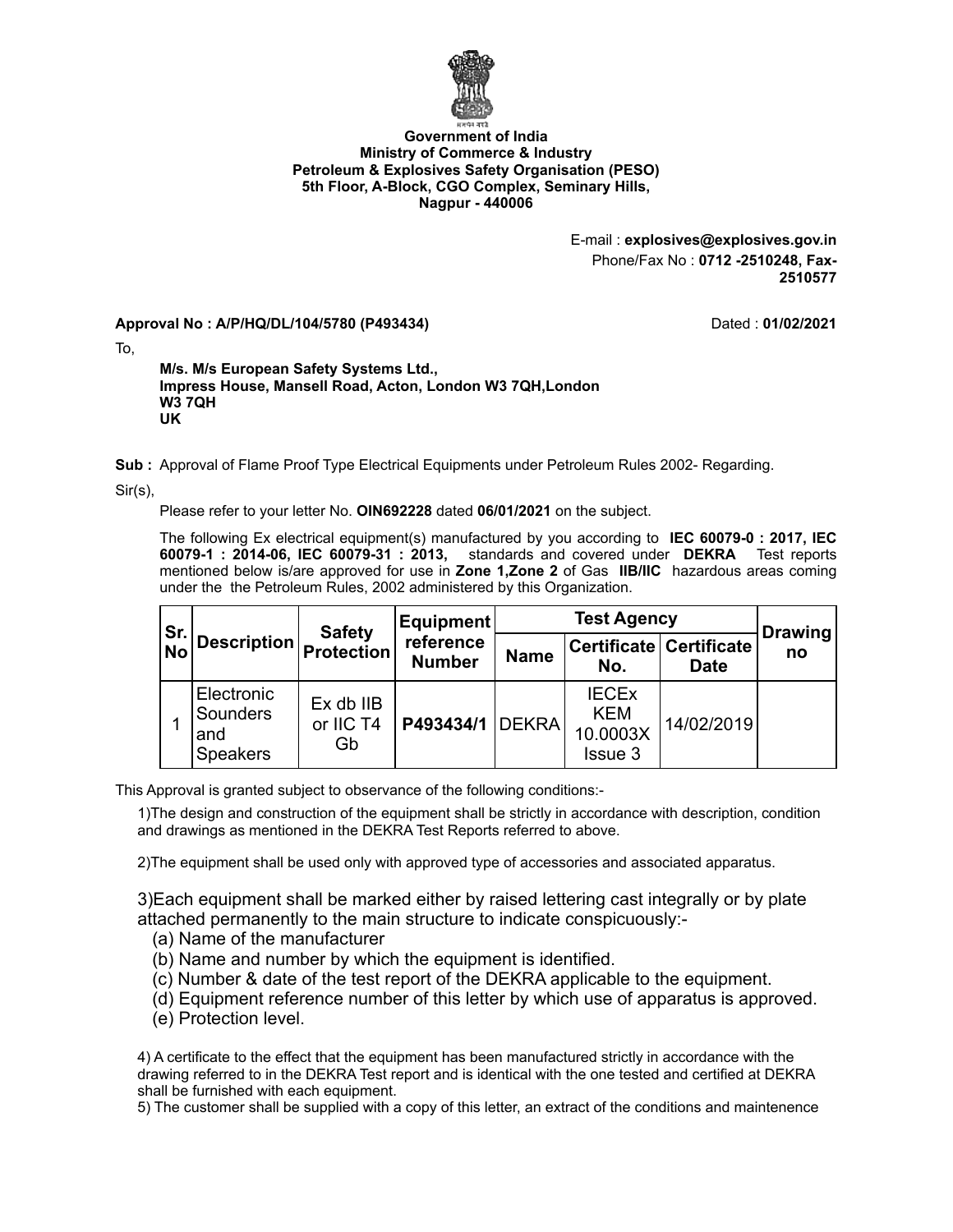**Government of India**
**Ministry of Commerce & Industry**
**Petroleum & Explosives Safety Organisation (PESO)**
**5th Floor, A-Block, CGO Complex, Seminary Hills,**
**Nagpur - 440006**

E-mail : **explosives@explosives.gov.in**
Phone/Fax No : **0712 -2510248, Fax-2510577**

**Approval No : A/P/HQ/DL/104/5780 (P493434)** Dated : **01/02/2021**

To,

**M/s. M/s European Safety Systems Ltd.,**
**Impress House, Mansell Road, Acton, London W3 7QH,London**
**W3 7QH**
**UK**

**Sub :** Approval of Flame Proof Type Electrical Equipments under Petroleum Rules 2002- Regarding.

Sir(s),

Please refer to your letter No. **OIN692228** dated **06/01/2021** on the subject.

The following Ex electrical equipment(s) manufactured by you according to **IEC 60079-0 : 2017, IEC 60079-1 : 2014-06, IEC 60079-31 : 2013,** standards and covered under **DEKRA** Test reports mentioned below is/are approved for use in **Zone 1,Zone 2** of Gas **IIB/IIC** hazardous areas coming under the the Petroleum Rules, 2002 administered by this Organization.

| Sr. No | Description | Safety Protection | Equipment reference Number | Test Agency | | | Drawing no |
|---|---|---|---|---|---|---|---|
| | | | | Name | Certificate No. | Certificate Date | |
| 1 | Electronic Sounders and Speakers | Ex db IIB or IIC T4 Gb | **P493434/1** | DEKRA | IECEx KEM 10.0003X Issue 3 | 14/02/2019 | |

This Approval is granted subject to observance of the following conditions:-

1)The design and construction of the equipment shall be strictly in accordance with description, condition and drawings as mentioned in the DEKRA Test Reports referred to above.

2)The equipment shall be used only with approved type of accessories and associated apparatus.

3)Each equipment shall be marked either by raised lettering cast integrally or by plate attached permanently to the main structure to indicate conspicuously:-

(a) Name of the manufacturer
(b) Name and number by which the equipment is identified.
(c) Number & date of the test report of the DEKRA applicable to the equipment.
(d) Equipment reference number of this letter by which use of apparatus is approved.
(e) Protection level.

4) A certificate to the effect that the equipment has been manufactured strictly in accordance with the drawing referred to in the DEKRA Test report and is identical with the one tested and certified at DEKRA shall be furnished with each equipment.

5) The customer shall be supplied with a copy of this letter, an extract of the conditions and maintenence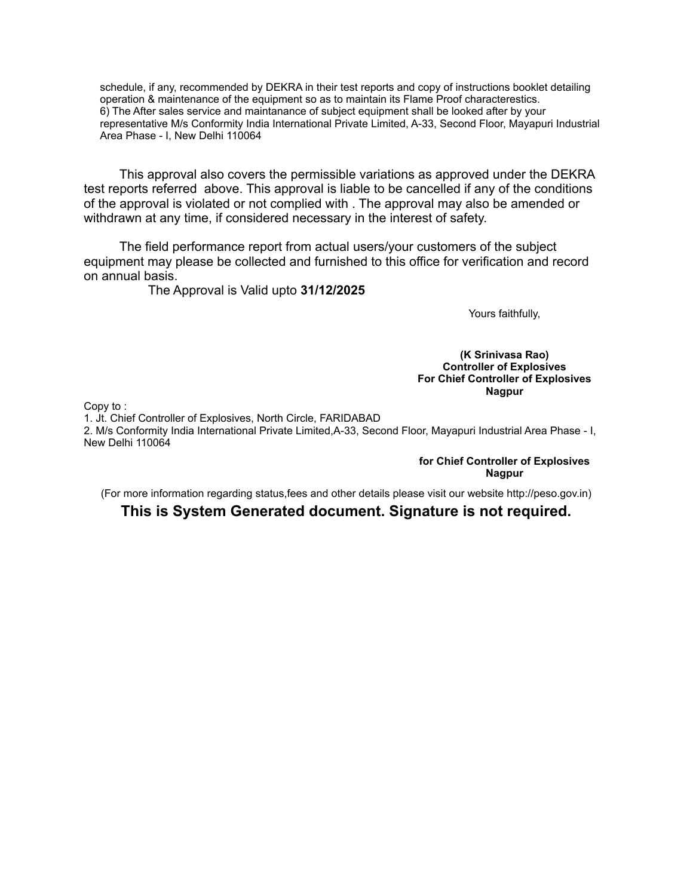schedule, if any, recommended by DEKRA in their test reports and copy of instructions booklet detailing operation & maintenance of the equipment so as to maintain its Flame Proof characterestics.
6) The After sales service and maintanance of subject equipment shall be looked after by your representative M/s Conformity India International Private Limited, A-33, Second Floor, Mayapuri Industrial Area Phase - I, New Delhi 110064

This approval also covers the permissible variations as approved under the DEKRA test reports referred above. This approval is liable to be cancelled if any of the conditions of the approval is violated or not complied with . The approval may also be amended or withdrawn at any time, if considered necessary in the interest of safety.

The field performance report from actual users/your customers of the subject equipment may please be collected and furnished to this office for verification and record on annual basis.

The Approval is Valid upto **31/12/2025**

Yours faithfully,

**(K Srinivasa Rao)**
**Controller of Explosives**
**For Chief Controller of Explosives**
**Nagpur**

Copy to :
1. Jt. Chief Controller of Explosives, North Circle, FARIDABAD
2. M/s Conformity India International Private Limited,A-33, Second Floor, Mayapuri Industrial Area Phase - I, New Delhi 110064

**for Chief Controller of Explosives**
**Nagpur**

(For more information regarding status,fees and other details please visit our website http://peso.gov.in)

**This is System Generated document. Signature is not required.**